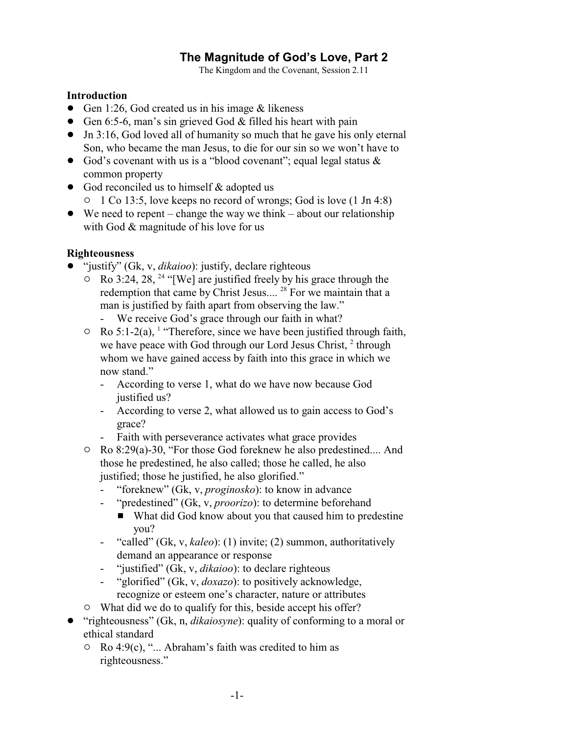# The Magnitude of God's Love, Part 2

The Kingdom and the Covenant, Session 2.11

## Introduction

- Gen 1:26, God created us in his image & likeness
- Gen 6:5-6, man's sin grieved God & filled his heart with pain
- Jn 3:16, God loved all of humanity so much that he gave his only eternal Son, who became the man Jesus, to die for our sin so we won't have to
- God's covenant with us is a "blood covenant"; equal legal status & common property
- God reconciled us to himself & adopted us
  - 1 Co 13:5, love keeps no record of wrongs; God is love (1 Jn 4:8)
- We need to repent – change the way we think – about our relationship with God & magnitude of his love for us

## Righteousness

- "justify" (Gk, v, *dikaioo*): justify, declare righteous
  - Ro 3:24, 28, [24] "[We] are justified freely by his grace through the redemption that came by Christ Jesus.... [28] For we maintain that a man is justified by faith apart from observing the law."
    - We receive God's grace through our faith in what?
  - Ro 5:1-2(a), [1] "Therefore, since we have been justified through faith, we have peace with God through our Lord Jesus Christ, [2] through whom we have gained access by faith into this grace in which we now stand."
    - According to verse 1, what do we have now because God justified us?
    - According to verse 2, what allowed us to gain access to God's grace?
    - Faith with perseverance activates what grace provides
  - Ro 8:29(a)-30, "For those God foreknew he also predestined.... And those he predestined, he also called; those he called, he also justified; those he justified, he also glorified."
    - "foreknew" (Gk, v, *proginosko*): to know in advance
    - "predestined" (Gk, v, *proorizo*): to determine beforehand
      - What did God know about you that caused him to predestine you?
    - "called" (Gk, v, *kaleo*): (1) invite; (2) summon, authoritatively demand an appearance or response
    - "justified" (Gk, v, *dikaioo*): to declare righteous
    - "glorified" (Gk, v, *doxazo*): to positively acknowledge, recognize or esteem one's character, nature or attributes
  - What did we do to qualify for this, beside accept his offer?
- "righteousness" (Gk, n, *dikaiosyne*): quality of conforming to a moral or ethical standard
  - Ro 4:9(c), "... Abraham's faith was credited to him as righteousness."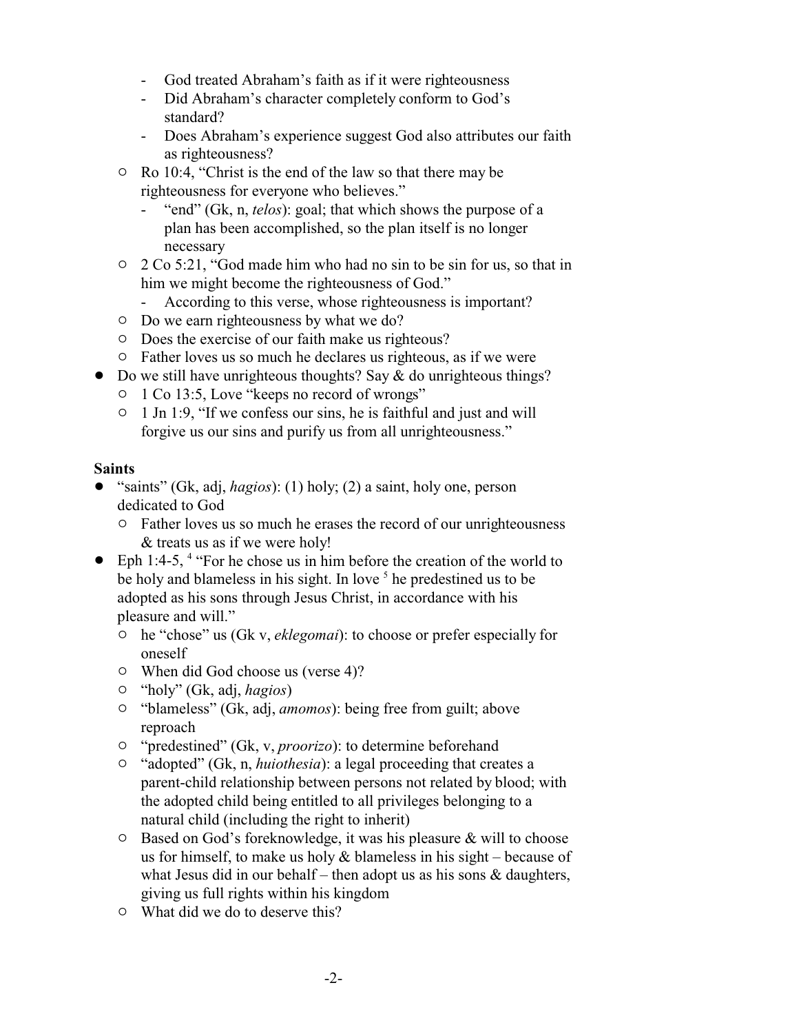- God treated Abraham's faith as if it were righteousness
    - Did Abraham's character completely conform to God's standard?
    - Does Abraham's experience suggest God also attributes our faith as righteousness?
  - Ro 10:4, "Christ is the end of the law so that there may be righteousness for everyone who believes."
    - "end" (Gk, n, *telos*): goal; that which shows the purpose of a plan has been accomplished, so the plan itself is no longer necessary
  - 2 Co 5:21, "God made him who had no sin to be sin for us, so that in him we might become the righteousness of God."
    - According to this verse, whose righteousness is important?
  - Do we earn righteousness by what we do?
  - Does the exercise of our faith make us righteous?
  - Father loves us so much he declares us righteous, as if we were
- Do we still have unrighteous thoughts? Say & do unrighteous things?
  - 1 Co 13:5, Love "keeps no record of wrongs"
  - 1 Jn 1:9, "If we confess our sins, he is faithful and just and will forgive us our sins and purify us from all unrighteousness."

**Saints**

- "saints" (Gk, adj, *hagios*): (1) holy; (2) a saint, holy one, person dedicated to God
  - Father loves us so much he erases the record of our unrighteousness & treats us as if we were holy!
- Eph 1:4-5, [4] "For he chose us in him before the creation of the world to be holy and blameless in his sight. In love [5] he predestined us to be adopted as his sons through Jesus Christ, in accordance with his pleasure and will."
  - he "chose" us (Gk v, *eklegomai*): to choose or prefer especially for oneself
  - When did God choose us (verse 4)?
  - "holy" (Gk, adj, *hagios*)
  - "blameless" (Gk, adj, *amomos*): being free from guilt; above reproach
  - "predestined" (Gk, v, *proorizo*): to determine beforehand
  - "adopted" (Gk, n, *huiothesia*): a legal proceeding that creates a parent-child relationship between persons not related by blood; with the adopted child being entitled to all privileges belonging to a natural child (including the right to inherit)
  - Based on God's foreknowledge, it was his pleasure & will to choose us for himself, to make us holy & blameless in his sight – because of what Jesus did in our behalf – then adopt us as his sons & daughters, giving us full rights within his kingdom
  - What did we do to deserve this?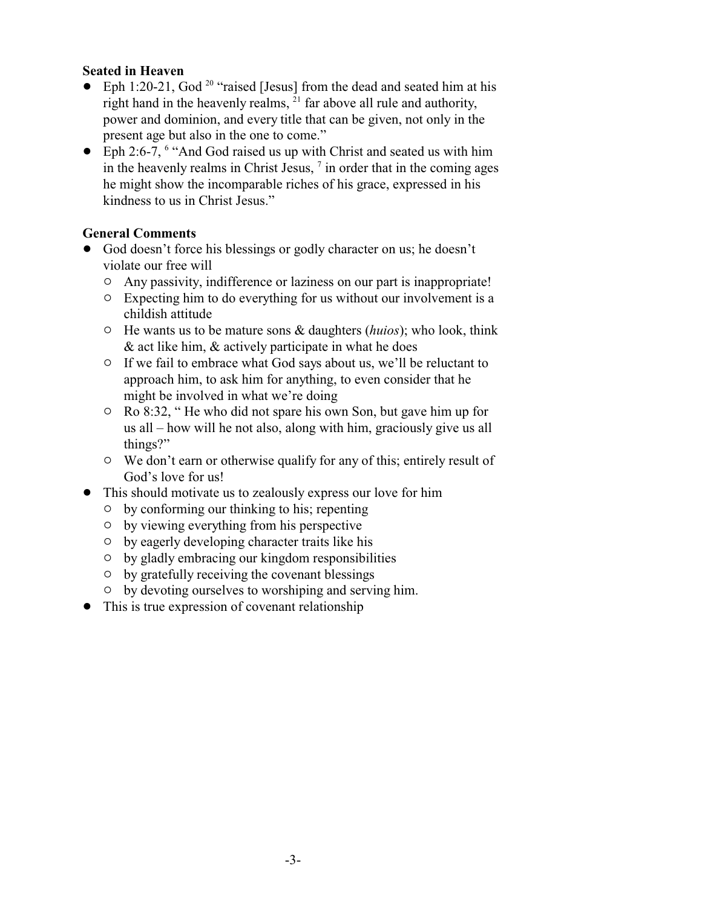**Seated in Heaven**

- Eph 1:20-21, God [20] "raised [Jesus] from the dead and seated him at his right hand in the heavenly realms, [21] far above all rule and authority, power and dominion, and every title that can be given, not only in the present age but also in the one to come."
- Eph 2:6-7, [6] "And God raised us up with Christ and seated us with him in the heavenly realms in Christ Jesus, [7] in order that in the coming ages he might show the incomparable riches of his grace, expressed in his kindness to us in Christ Jesus."

**General Comments**

- God doesn't force his blessings or godly character on us; he doesn't violate our free will
  - Any passivity, indifference or laziness on our part is inappropriate!
  - Expecting him to do everything for us without our involvement is a childish attitude
  - He wants us to be mature sons & daughters (*huios*); who look, think & act like him, & actively participate in what he does
  - If we fail to embrace what God says about us, we'll be reluctant to approach him, to ask him for anything, to even consider that he might be involved in what we're doing
  - Ro 8:32, " He who did not spare his own Son, but gave him up for us all – how will he not also, along with him, graciously give us all things?"
  - We don't earn or otherwise qualify for any of this; entirely result of God's love for us!
- This should motivate us to zealously express our love for him
  - by conforming our thinking to his; repenting
  - by viewing everything from his perspective
  - by eagerly developing character traits like his
  - by gladly embracing our kingdom responsibilities
  - by gratefully receiving the covenant blessings
  - by devoting ourselves to worshiping and serving him.
- This is true expression of covenant relationship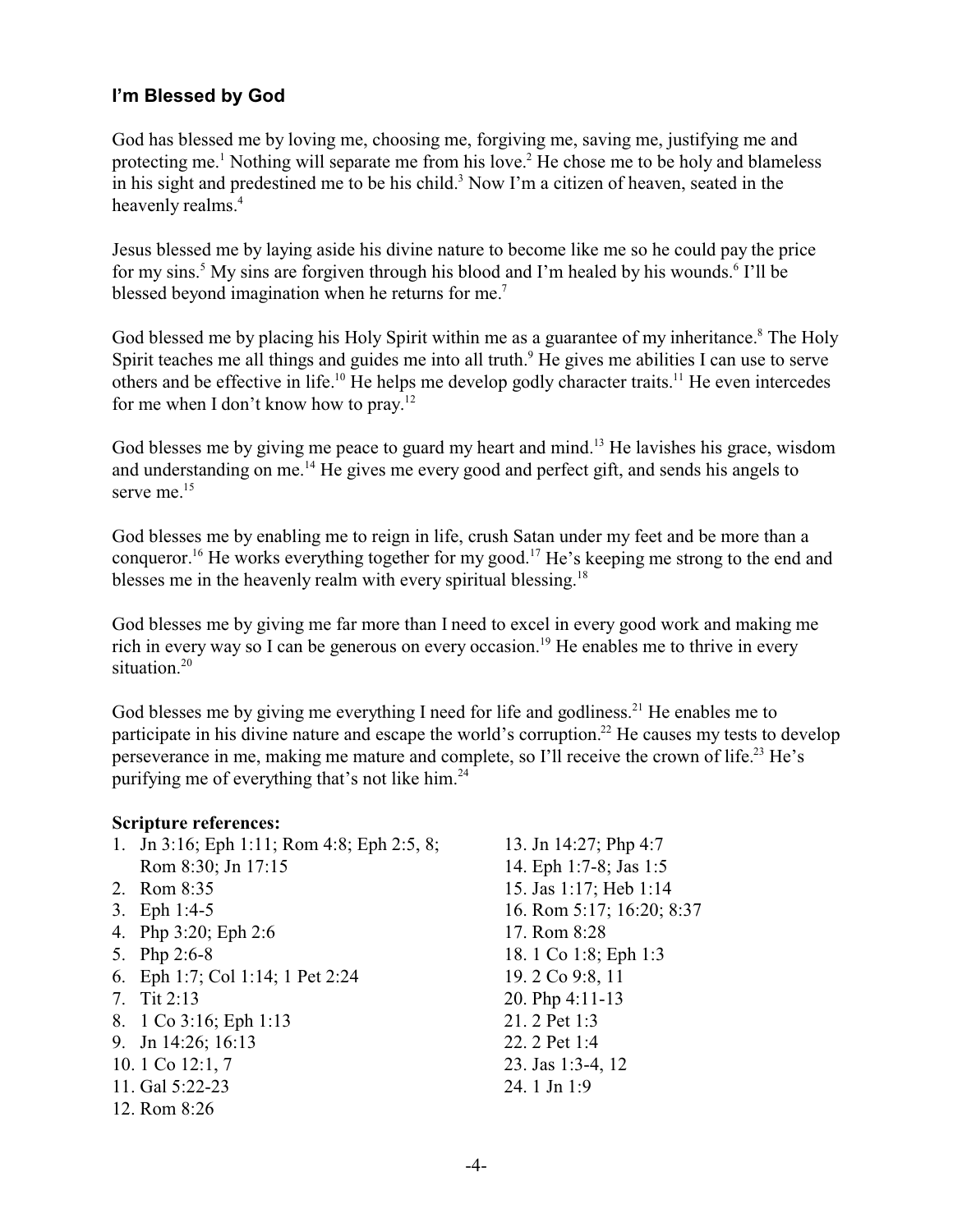## I'm Blessed by God

God has blessed me by loving me, choosing me, forgiving me, saving me, justifying me and protecting me.[1] Nothing will separate me from his love.[2] He chose me to be holy and blameless in his sight and predestined me to be his child.[3] Now I'm a citizen of heaven, seated in the heavenly realms.[4]

Jesus blessed me by laying aside his divine nature to become like me so he could pay the price for my sins.[5] My sins are forgiven through his blood and I'm healed by his wounds.[6] I'll be blessed beyond imagination when he returns for me.[7]

God blessed me by placing his Holy Spirit within me as a guarantee of my inheritance.[8] The Holy Spirit teaches me all things and guides me into all truth.[9] He gives me abilities I can use to serve others and be effective in life.[10] He helps me develop godly character traits.[11] He even intercedes for me when I don't know how to pray.[12]

God blesses me by giving me peace to guard my heart and mind.[13] He lavishes his grace, wisdom and understanding on me.[14] He gives me every good and perfect gift, and sends his angels to serve me.[15]

God blesses me by enabling me to reign in life, crush Satan under my feet and be more than a conqueror.[16] He works everything together for my good.[17] He's keeping me strong to the end and blesses me in the heavenly realm with every spiritual blessing.[18]

God blesses me by giving me far more than I need to excel in every good work and making me rich in every way so I can be generous on every occasion.[19] He enables me to thrive in every situation.[20]

God blesses me by giving me everything I need for life and godliness.[21] He enables me to participate in his divine nature and escape the world's corruption.[22] He causes my tests to develop perseverance in me, making me mature and complete, so I'll receive the crown of life.[23] He's purifying me of everything that's not like him.[24]

**Scripture references:**

1. Jn 3:16; Eph 1:11; Rom 4:8; Eph 2:5, 8; Rom 8:30; Jn 17:15
2. Rom 8:35
3. Eph 1:4-5
4. Php 3:20; Eph 2:6
5. Php 2:6-8
6. Eph 1:7; Col 1:14; 1 Pet 2:24
7. Tit 2:13
8. 1 Co 3:16; Eph 1:13
9. Jn 14:26; 16:13
10. 1 Co 12:1, 7
11. Gal 5:22-23
12. Rom 8:26
13. Jn 14:27; Php 4:7
14. Eph 1:7-8; Jas 1:5
15. Jas 1:17; Heb 1:14
16. Rom 5:17; 16:20; 8:37
17. Rom 8:28
18. 1 Co 1:8; Eph 1:3
19. 2 Co 9:8, 11
20. Php 4:11-13
21. 2 Pet 1:3
22. 2 Pet 1:4
23. Jas 1:3-4, 12
24. 1 Jn 1:9